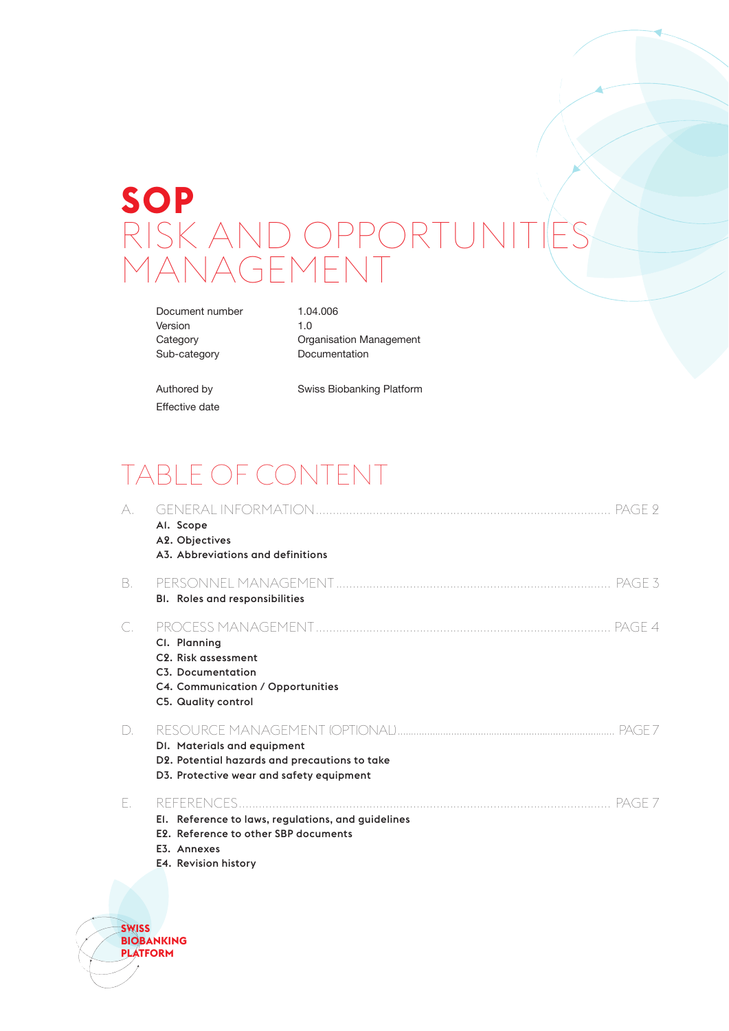# SOP

# RISK AND OPPORTUNITIES MANAGEMENT

| | |
|---|---|
| Document number | 1.04.006 |
| Version | 1.0 |
| Category | Organisation Management |
| Sub-category | Documentation |
| | |
| Authored by | Swiss Biobanking Platform |
| Effective date | |

## TABLE OF CONTENT

A. GENERAL INFORMATION .......... PAGE 2

- A1. Scope
- A2. Objectives
- A3. Abbreviations and definitions

B. PERSONNEL MANAGEMENT .......... PAGE 3

- B1. Roles and responsibilities

C. PROCESS MANAGEMENT .......... PAGE 4

- C1. Planning
- C2. Risk assessment
- C3. Documentation
- C4. Communication / Opportunities
- C5. Quality control

D. RESOURCE MANAGEMENT (OPTIONAL) .......... PAGE 7

- D1. Materials and equipment
- D2. Potential hazards and precautions to take
- D3. Protective wear and safety equipment

E. REFERENCES .......... PAGE 7

- E1. Reference to laws, regulations, and guidelines
- E2. Reference to other SBP documents
- E3. Annexes
- E4. Revision history

SWISS BIOBANKING PLATFORM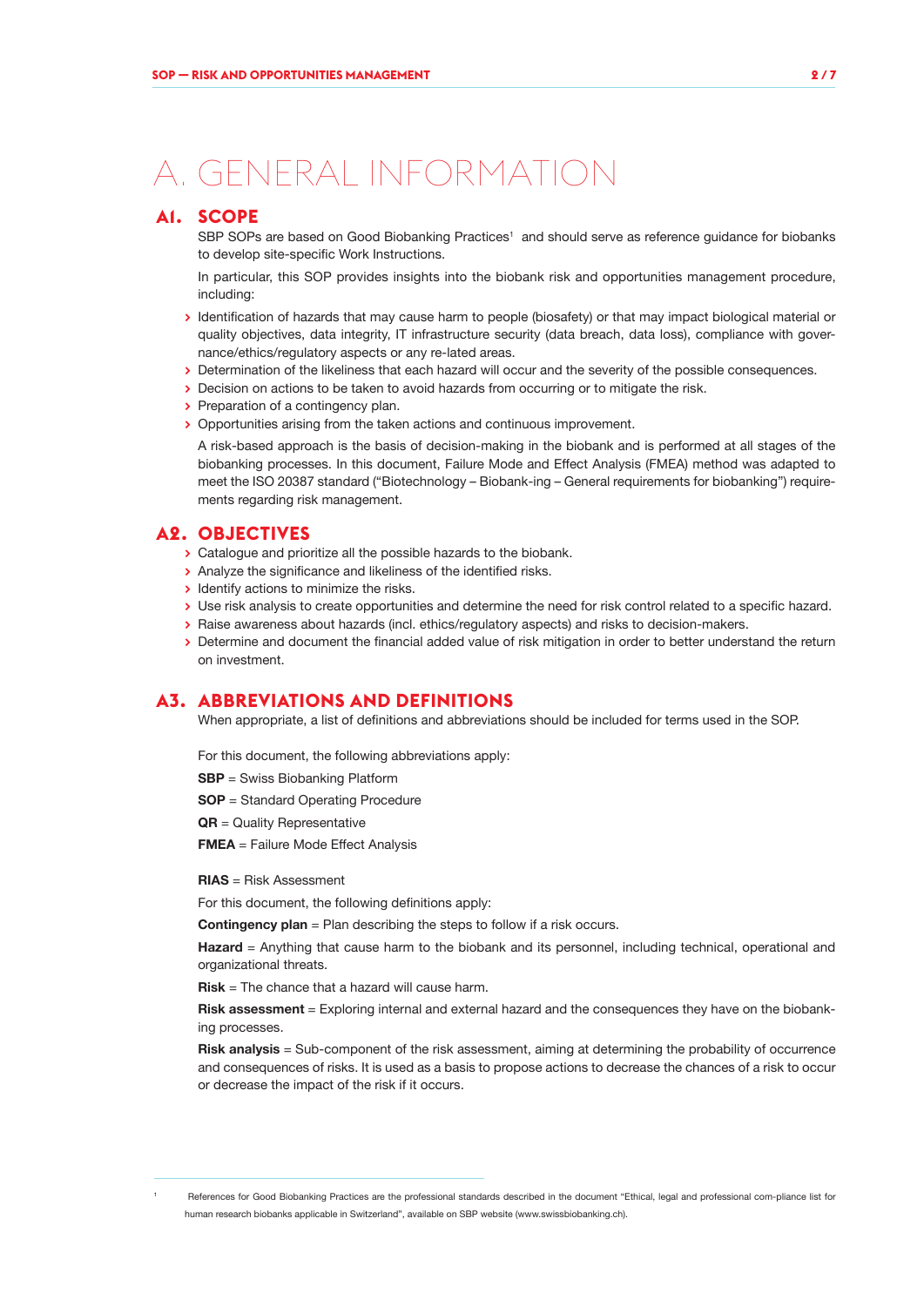# A. GENERAL INFORMATION

## A1. SCOPE

SBP SOPs are based on Good Biobanking Practices[1] and should serve as reference guidance for biobanks to develop site-specific Work Instructions.

In particular, this SOP provides insights into the biobank risk and opportunities management procedure, including:

- Identification of hazards that may cause harm to people (biosafety) or that may impact biological material or quality objectives, data integrity, IT infrastructure security (data breach, data loss), compliance with governance/ethics/regulatory aspects or any re-lated areas.
- Determination of the likeliness that each hazard will occur and the severity of the possible consequences.
- Decision on actions to be taken to avoid hazards from occurring or to mitigate the risk.
- Preparation of a contingency plan.
- Opportunities arising from the taken actions and continuous improvement.

A risk-based approach is the basis of decision-making in the biobank and is performed at all stages of the biobanking processes. In this document, Failure Mode and Effect Analysis (FMEA) method was adapted to meet the ISO 20387 standard ("Biotechnology – Biobank-ing – General requirements for biobanking") requirements regarding risk management.

## A2. OBJECTIVES

- Catalogue and prioritize all the possible hazards to the biobank.
- Analyze the significance and likeliness of the identified risks.
- Identify actions to minimize the risks.
- Use risk analysis to create opportunities and determine the need for risk control related to a specific hazard.
- Raise awareness about hazards (incl. ethics/regulatory aspects) and risks to decision-makers.
- Determine and document the financial added value of risk mitigation in order to better understand the return on investment.

## A3. ABBREVIATIONS AND DEFINITIONS

When appropriate, a list of definitions and abbreviations should be included for terms used in the SOP.

For this document, the following abbreviations apply:

**SBP** = Swiss Biobanking Platform

**SOP** = Standard Operating Procedure

**QR** = Quality Representative

**FMEA** = Failure Mode Effect Analysis

**RIAS** = Risk Assessment

For this document, the following definitions apply:

**Contingency plan** = Plan describing the steps to follow if a risk occurs.

**Hazard** = Anything that cause harm to the biobank and its personnel, including technical, operational and organizational threats.

**Risk** = The chance that a hazard will cause harm.

**Risk assessment** = Exploring internal and external hazard and the consequences they have on the biobanking processes.

**Risk analysis** = Sub-component of the risk assessment, aiming at determining the probability of occurrence and consequences of risks. It is used as a basis to propose actions to decrease the chances of a risk to occur or decrease the impact of the risk if it occurs.

---

[1] References for Good Biobanking Practices are the professional standards described in the document "Ethical, legal and professional com-pliance list for human research biobanks applicable in Switzerland", available on SBP website (www.swissbiobanking.ch).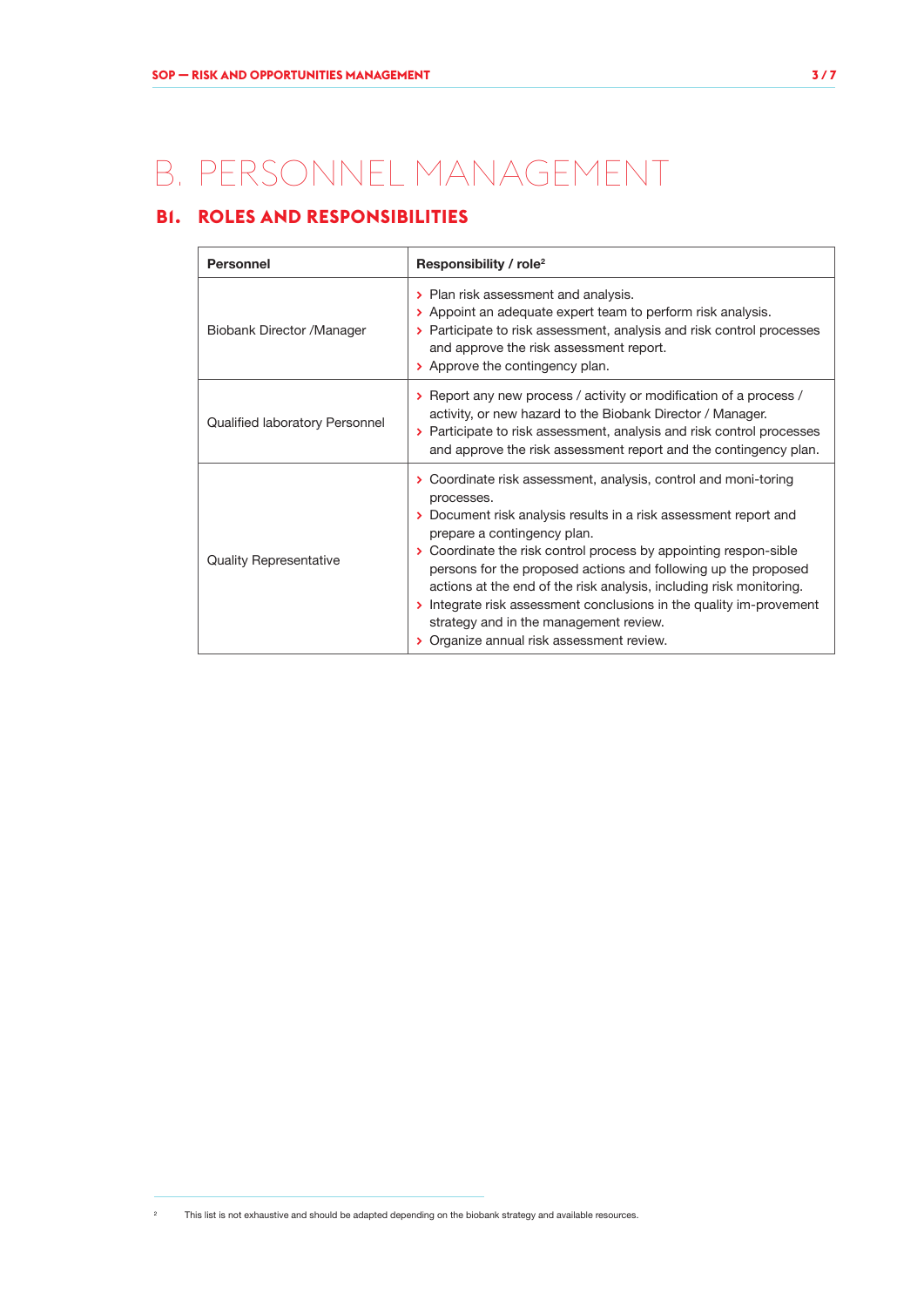# B. PERSONNEL MANAGEMENT

## B1. ROLES AND RESPONSIBILITIES

| Personnel | Responsibility / role[2] |
| --- | --- |
| Biobank Director /Manager | › Plan risk assessment and analysis.<br>› Appoint an adequate expert team to perform risk analysis.<br>› Participate to risk assessment, analysis and risk control processes and approve the risk assessment report.<br>› Approve the contingency plan. |
| Qualified laboratory Personnel | › Report any new process / activity or modification of a process / activity, or new hazard to the Biobank Director / Manager.<br>› Participate to risk assessment, analysis and risk control processes and approve the risk assessment report and the contingency plan. |
| Quality Representative | › Coordinate risk assessment, analysis, control and moni-toring processes.<br>› Document risk analysis results in a risk assessment report and prepare a contingency plan.<br>› Coordinate the risk control process by appointing respon-sible persons for the proposed actions and following up the proposed actions at the end of the risk analysis, including risk monitoring.<br>› Integrate risk assessment conclusions in the quality im-provement strategy and in the management review.<br>› Organize annual risk assessment review. |

[2] This list is not exhaustive and should be adapted depending on the biobank strategy and available resources.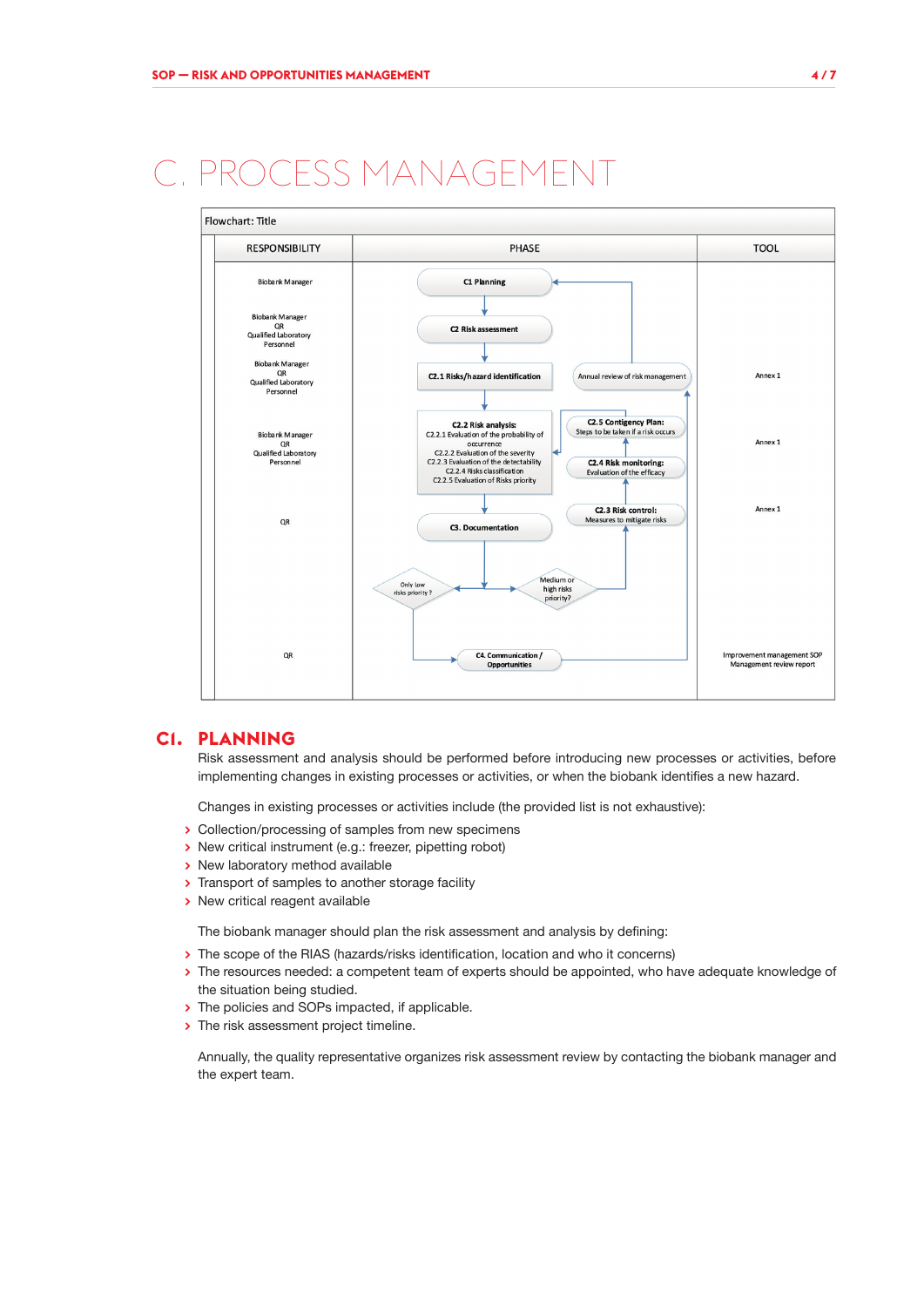# C. PROCESS MANAGEMENT

Flowchart: Title

| RESPONSIBILITY | PHASE | TOOL |
|---|---|---|
| Biobank Manager | C1 Planning | |
| Biobank Manager QR Qualified Laboratory Personnel | C2 Risk assessment | |
| Biobank Manager QR Qualified Laboratory Personnel | C2.1 Risks/hazard identification; Annual review of risk management | Annex 1 |
| Biobank Manager QR Qualified Laboratory Personnel | C2.2 Risk analysis: C2.2.1 Evaluation of the probability of occurrence; C2.2.2 Evaluation of the severity; C2.2.3 Evaluation of the detectability; C2.2.4 Risks classification; C2.2.5 Evaluation of Risks priority; C2.5 Contigency Plan: Steps to be taken if a risk occurs; C2.4 Risk monitoring: Evaluation of the efficacy | Annex 1 |
| QR | C3. Documentation; C2.3 Risk control: Measures to mitigate risks; Only low risks priority?; Medium or high risks priority? | Annex 1 |
| QR | C4. Communication / Opportunities | Improvement management SOP Management review report |

## C1. PLANNING

Risk assessment and analysis should be performed before introducing new processes or activities, before implementing changes in existing processes or activities, or when the biobank identifies a new hazard.

Changes in existing processes or activities include (the provided list is not exhaustive):

- Collection/processing of samples from new specimens
- New critical instrument (e.g.: freezer, pipetting robot)
- New laboratory method available
- Transport of samples to another storage facility
- New critical reagent available

The biobank manager should plan the risk assessment and analysis by defining:

- The scope of the RIAS (hazards/risks identification, location and who it concerns)
- The resources needed: a competent team of experts should be appointed, who have adequate knowledge of the situation being studied.
- The policies and SOPs impacted, if applicable.
- The risk assessment project timeline.

Annually, the quality representative organizes risk assessment review by contacting the biobank manager and the expert team.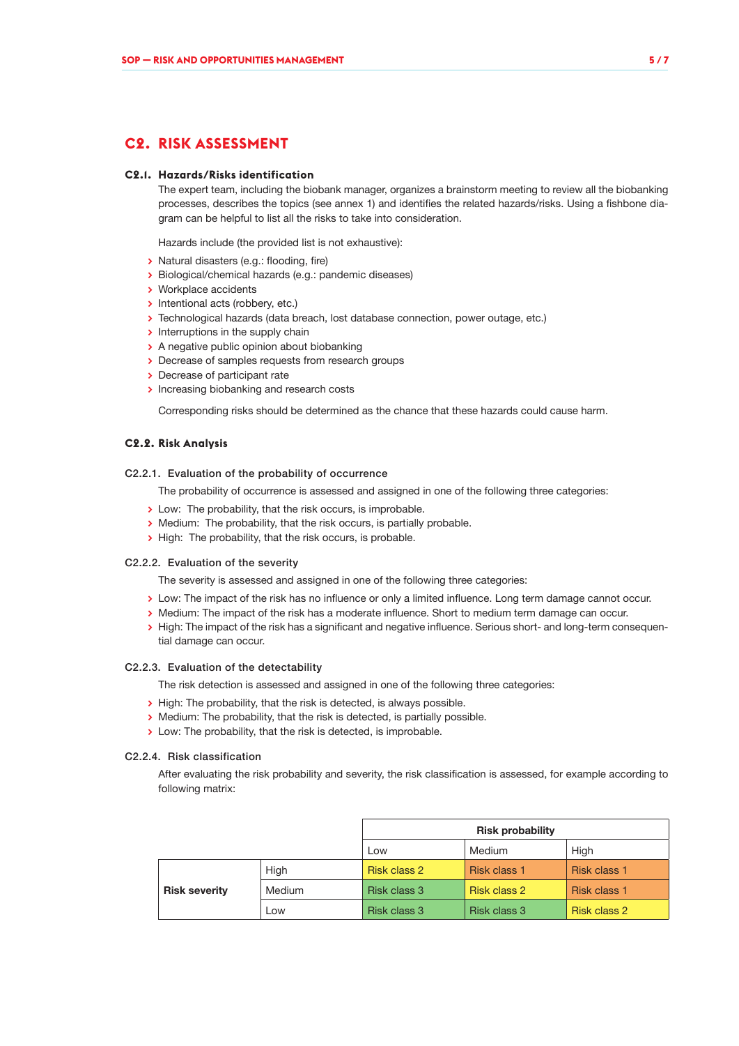# C2. RISK ASSESSMENT

## C2.1. Hazards/Risks identification

The expert team, including the biobank manager, organizes a brainstorm meeting to review all the biobanking processes, describes the topics (see annex 1) and identifies the related hazards/risks. Using a fishbone diagram can be helpful to list all the risks to take into consideration.

Hazards include (the provided list is not exhaustive):

- Natural disasters (e.g.: flooding, fire)
- Biological/chemical hazards (e.g.: pandemic diseases)
- Workplace accidents
- Intentional acts (robbery, etc.)
- Technological hazards (data breach, lost database connection, power outage, etc.)
- Interruptions in the supply chain
- A negative public opinion about biobanking
- Decrease of samples requests from research groups
- Decrease of participant rate
- Increasing biobanking and research costs

Corresponding risks should be determined as the chance that these hazards could cause harm.

## C2.2. Risk Analysis

### C2.2.1. Evaluation of the probability of occurrence

The probability of occurrence is assessed and assigned in one of the following three categories:

- Low: The probability, that the risk occurs, is improbable.
- Medium: The probability, that the risk occurs, is partially probable.
- High: The probability, that the risk occurs, is probable.

### C2.2.2. Evaluation of the severity

The severity is assessed and assigned in one of the following three categories:

- Low: The impact of the risk has no influence or only a limited influence. Long term damage cannot occur.
- Medium: The impact of the risk has a moderate influence. Short to medium term damage can occur.
- High: The impact of the risk has a significant and negative influence. Serious short- and long-term consequential damage can occur.

### C2.2.3. Evaluation of the detectability

The risk detection is assessed and assigned in one of the following three categories:

- High: The probability, that the risk is detected, is always possible.
- Medium: The probability, that the risk is detected, is partially possible.
- Low: The probability, that the risk is detected, is improbable.

### C2.2.4. Risk classification

After evaluating the risk probability and severity, the risk classification is assessed, for example according to following matrix:

| | | Risk probability | | |
|---|---|---|---|---|
| | | Low | Medium | High |
| **Risk severity** | High | Risk class 2 | Risk class 1 | Risk class 1 |
| | Medium | Risk class 3 | Risk class 2 | Risk class 1 |
| | Low | Risk class 3 | Risk class 3 | Risk class 2 |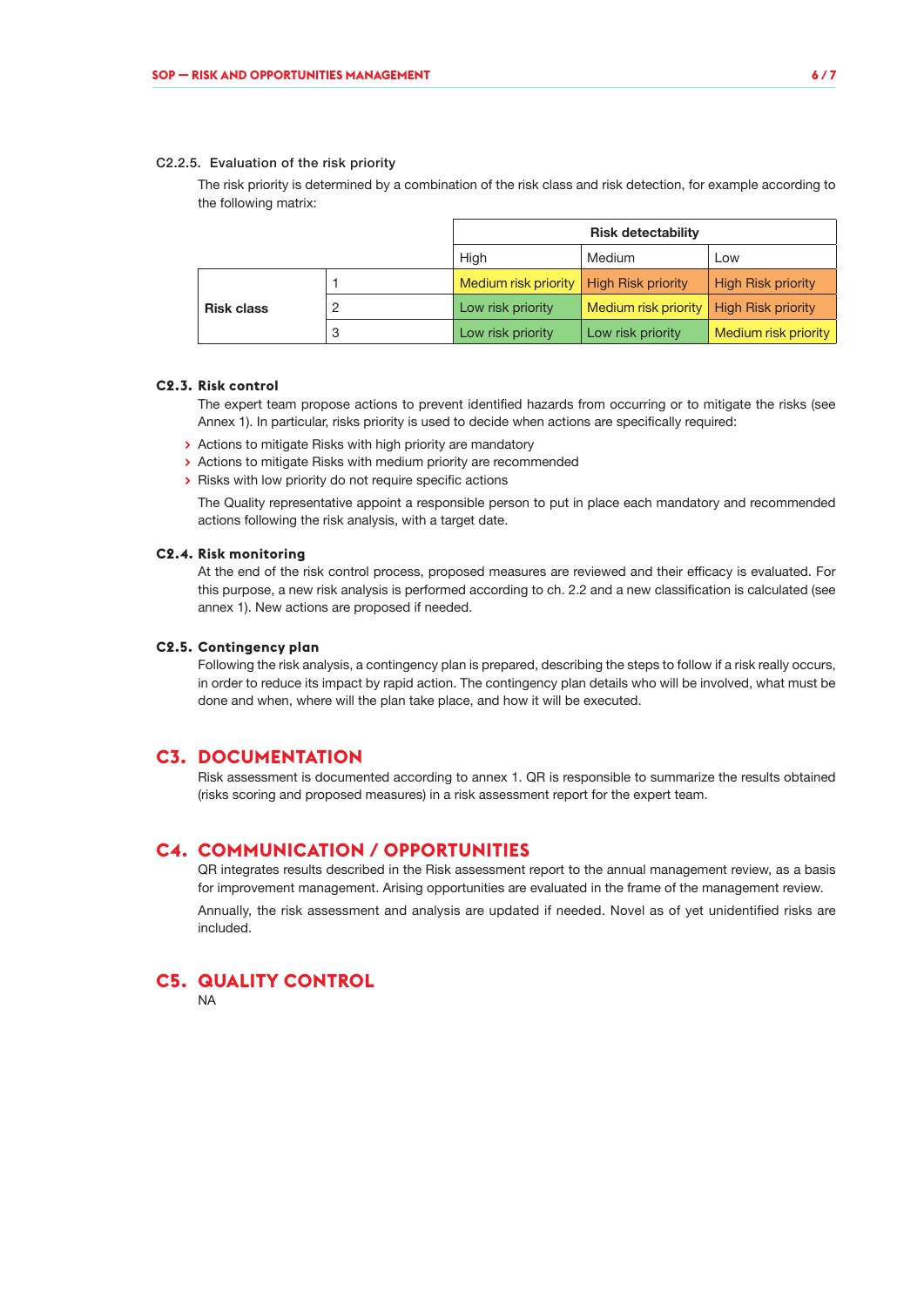#### C2.2.5. Evaluation of the risk priority

The risk priority is determined by a combination of the risk class and risk detection, for example according to the following matrix:

| | | Risk detectability | | |
|---|---|---|---|---|
| | | High | Medium | Low |
| **Risk class** | 1 | Medium risk priority | High Risk priority | High Risk priority |
| | 2 | Low risk priority | Medium risk priority | High Risk priority |
| | 3 | Low risk priority | Low risk priority | Medium risk priority |

### C2.3. Risk control

The expert team propose actions to prevent identified hazards from occurring or to mitigate the risks (see Annex 1). In particular, risks priority is used to decide when actions are specifically required:

- Actions to mitigate Risks with high priority are mandatory
- Actions to mitigate Risks with medium priority are recommended
- Risks with low priority do not require specific actions

The Quality representative appoint a responsible person to put in place each mandatory and recommended actions following the risk analysis, with a target date.

### C2.4. Risk monitoring

At the end of the risk control process, proposed measures are reviewed and their efficacy is evaluated. For this purpose, a new risk analysis is performed according to ch. 2.2 and a new classification is calculated (see annex 1). New actions are proposed if needed.

### C2.5. Contingency plan

Following the risk analysis, a contingency plan is prepared, describing the steps to follow if a risk really occurs, in order to reduce its impact by rapid action. The contingency plan details who will be involved, what must be done and when, where will the plan take place, and how it will be executed.

## C3. DOCUMENTATION

Risk assessment is documented according to annex 1. QR is responsible to summarize the results obtained (risks scoring and proposed measures) in a risk assessment report for the expert team.

## C4. COMMUNICATION / OPPORTUNITIES

QR integrates results described in the Risk assessment report to the annual management review, as a basis for improvement management. Arising opportunities are evaluated in the frame of the management review.

Annually, the risk assessment and analysis are updated if needed. Novel as of yet unidentified risks are included.

## C5. QUALITY CONTROL

NA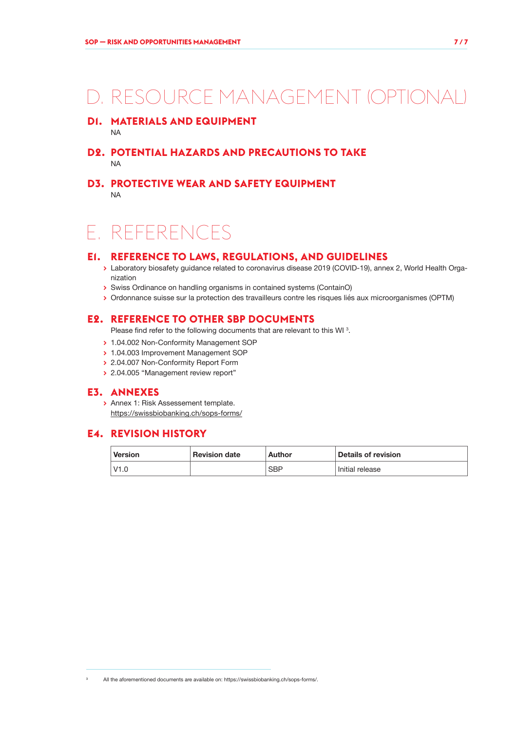# D. RESOURCE MANAGEMENT (OPTIONAL)

## D1. MATERIALS AND EQUIPMENT

NA

## D2. POTENTIAL HAZARDS AND PRECAUTIONS TO TAKE

NA

## D3. PROTECTIVE WEAR AND SAFETY EQUIPMENT

NA

# E. REFERENCES

## E1. REFERENCE TO LAWS, REGULATIONS, AND GUIDELINES

- Laboratory biosafety guidance related to coronavirus disease 2019 (COVID-19), annex 2, World Health Organization
- Swiss Ordinance on handling organisms in contained systems (ContainO)
- Ordonnance suisse sur la protection des travailleurs contre les risques liés aux microorganismes (OPTM)

## E2. REFERENCE TO OTHER SBP DOCUMENTS

Please find refer to the following documents that are relevant to this WI [3].

- 1.04.002 Non-Conformity Management SOP
- 1.04.003 Improvement Management SOP
- 2.04.007 Non-Conformity Report Form
- 2.04.005 "Management review report"

## E3. ANNEXES

- Annex 1: Risk Assessement template. https://swissbiobanking.ch/sops-forms/

## E4. REVISION HISTORY

| Version | Revision date | Author | Details of revision |
|---|---|---|---|
| V1.0 | | SBP | Initial release |

[3] All the aforementioned documents are available on: https://swissbiobanking.ch/sops-forms/.